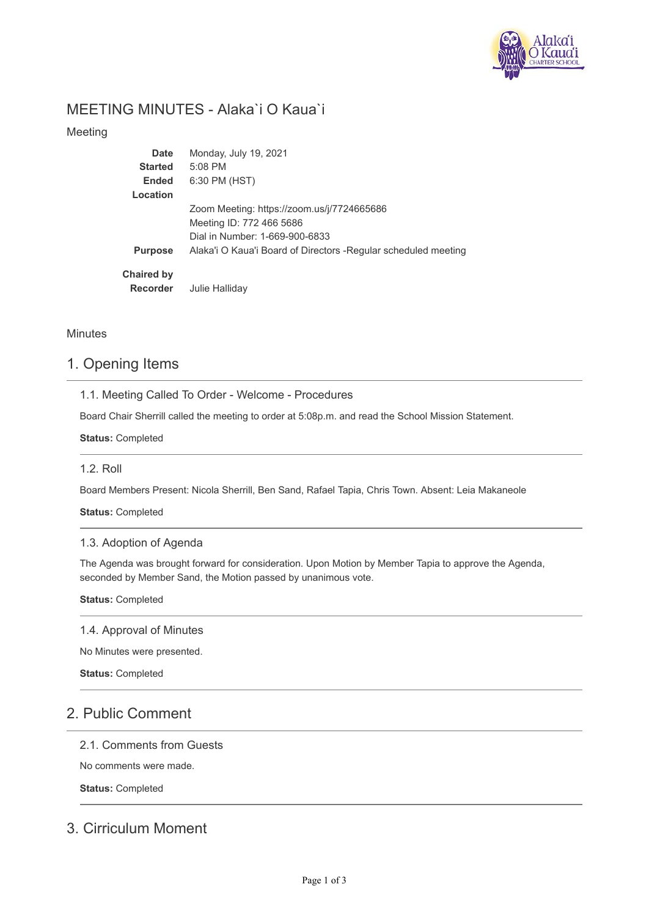# MEETING MINUTES - Alaka`i O Kaua`i

Meeting

| | |
|---|---|
| **Date** | Monday, July 19, 2021 |
| **Started** | 5:08 PM |
| **Ended** | 6:30 PM (HST) |
| **Location** | Zoom Meeting: https://zoom.us/j/7724665686<br>Meeting ID: 772 466 5686<br>Dial in Number: 1-669-900-6833 |
| **Purpose** | Alaka'i O Kaua'i Board of Directors -Regular scheduled meeting |
| **Chaired by** | |
| **Recorder** | Julie Halliday |

Minutes

## 1. Opening Items

### 1.1. Meeting Called To Order - Welcome - Procedures

Board Chair Sherrill called the meeting to order at 5:08p.m. and read the School Mission Statement.

**Status:** Completed

### 1.2. Roll

Board Members Present: Nicola Sherrill, Ben Sand, Rafael Tapia, Chris Town. Absent: Leia Makaneole

**Status:** Completed

### 1.3. Adoption of Agenda

The Agenda was brought forward for consideration. Upon Motion by Member Tapia to approve the Agenda, seconded by Member Sand, the Motion passed by unanimous vote.

**Status:** Completed

### 1.4. Approval of Minutes

No Minutes were presented.

**Status:** Completed

## 2. Public Comment

### 2.1. Comments from Guests

No comments were made.

**Status:** Completed

## 3. Cirriculum Moment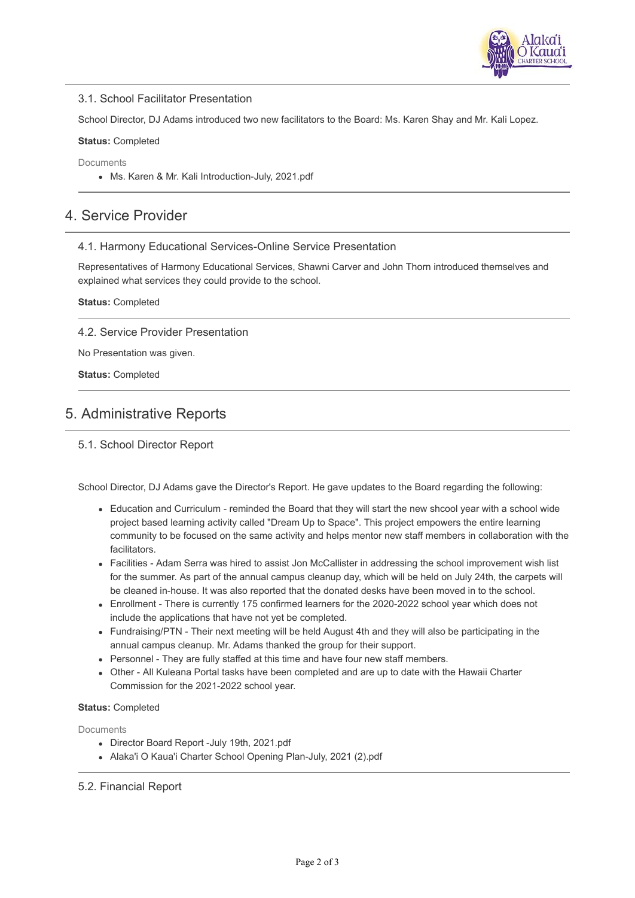### 3.1. School Facilitator Presentation

School Director, DJ Adams introduced two new facilitators to the Board: Ms. Karen Shay and Mr. Kali Lopez.

**Status:** Completed

Documents

- Ms. Karen & Mr. Kali Introduction-July, 2021.pdf

## 4. Service Provider

### 4.1. Harmony Educational Services-Online Service Presentation

Representatives of Harmony Educational Services, Shawni Carver and John Thorn introduced themselves and explained what services they could provide to the school.

**Status:** Completed

### 4.2. Service Provider Presentation

No Presentation was given.

**Status:** Completed

## 5. Administrative Reports

### 5.1. School Director Report

School Director, DJ Adams gave the Director's Report. He gave updates to the Board regarding the following:

- Education and Curriculum - reminded the Board that they will start the new shcool year with a school wide project based learning activity called "Dream Up to Space". This project empowers the entire learning community to be focused on the same activity and helps mentor new staff members in collaboration with the facilitators.
- Facilities - Adam Serra was hired to assist Jon McCallister in addressing the school improvement wish list for the summer. As part of the annual campus cleanup day, which will be held on July 24th, the carpets will be cleaned in-house. It was also reported that the donated desks have been moved in to the school.
- Enrollment - There is currently 175 confirmed learners for the 2020-2022 school year which does not include the applications that have not yet be completed.
- Fundraising/PTN - Their next meeting will be held August 4th and they will also be participating in the annual campus cleanup. Mr. Adams thanked the group for their support.
- Personnel - They are fully staffed at this time and have four new staff members.
- Other - All Kuleana Portal tasks have been completed and are up to date with the Hawaii Charter Commission for the 2021-2022 school year.

**Status:** Completed

Documents

- Director Board Report -July 19th, 2021.pdf
- Alaka'i O Kaua'i Charter School Opening Plan-July, 2021 (2).pdf

### 5.2. Financial Report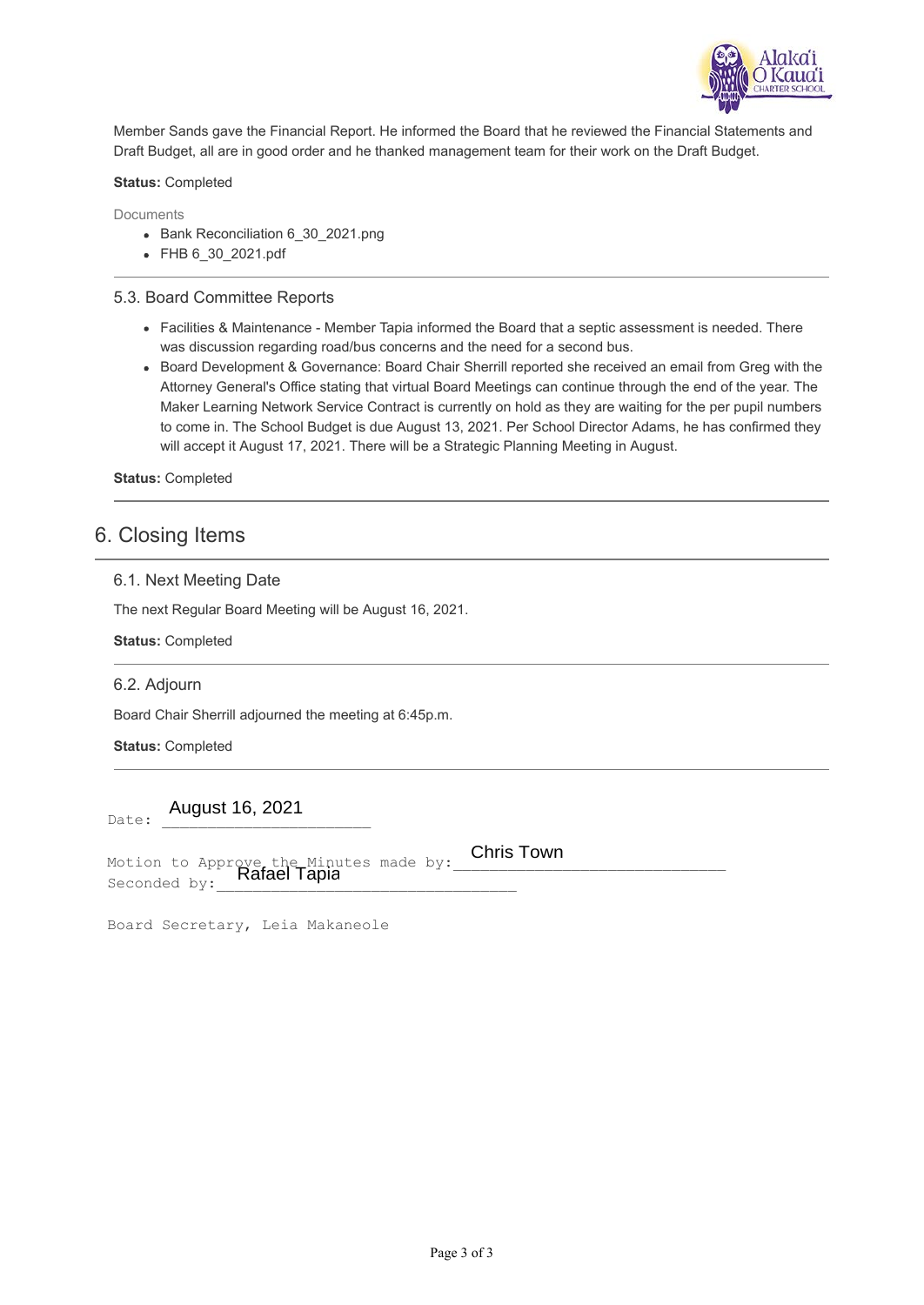Member Sands gave the Financial Report. He informed the Board that he reviewed the Financial Statements and Draft Budget, all are in good order and he thanked management team for their work on the Draft Budget.

**Status:** Completed

Documents

- Bank Reconciliation 6_30_2021.png
- FHB 6_30_2021.pdf

### 5.3. Board Committee Reports

- Facilities & Maintenance - Member Tapia informed the Board that a septic assessment is needed. There was discussion regarding road/bus concerns and the need for a second bus.
- Board Development & Governance: Board Chair Sherrill reported she received an email from Greg with the Attorney General's Office stating that virtual Board Meetings can continue through the end of the year. The Maker Learning Network Service Contract is currently on hold as they are waiting for the per pupil numbers to come in. The School Budget is due August 13, 2021. Per School Director Adams, he has confirmed they will accept it August 17, 2021. There will be a Strategic Planning Meeting in August.

**Status:** Completed

## 6. Closing Items

### 6.1. Next Meeting Date

The next Regular Board Meeting will be August 16, 2021.

**Status:** Completed

### 6.2. Adjourn

Board Chair Sherrill adjourned the meeting at 6:45p.m.

**Status:** Completed

Date: August 16, 2021

Motion to Approve the Minutes made by: Chris Town

Seconded by: Rafael Tapia

Board Secretary, Leia Makaneole